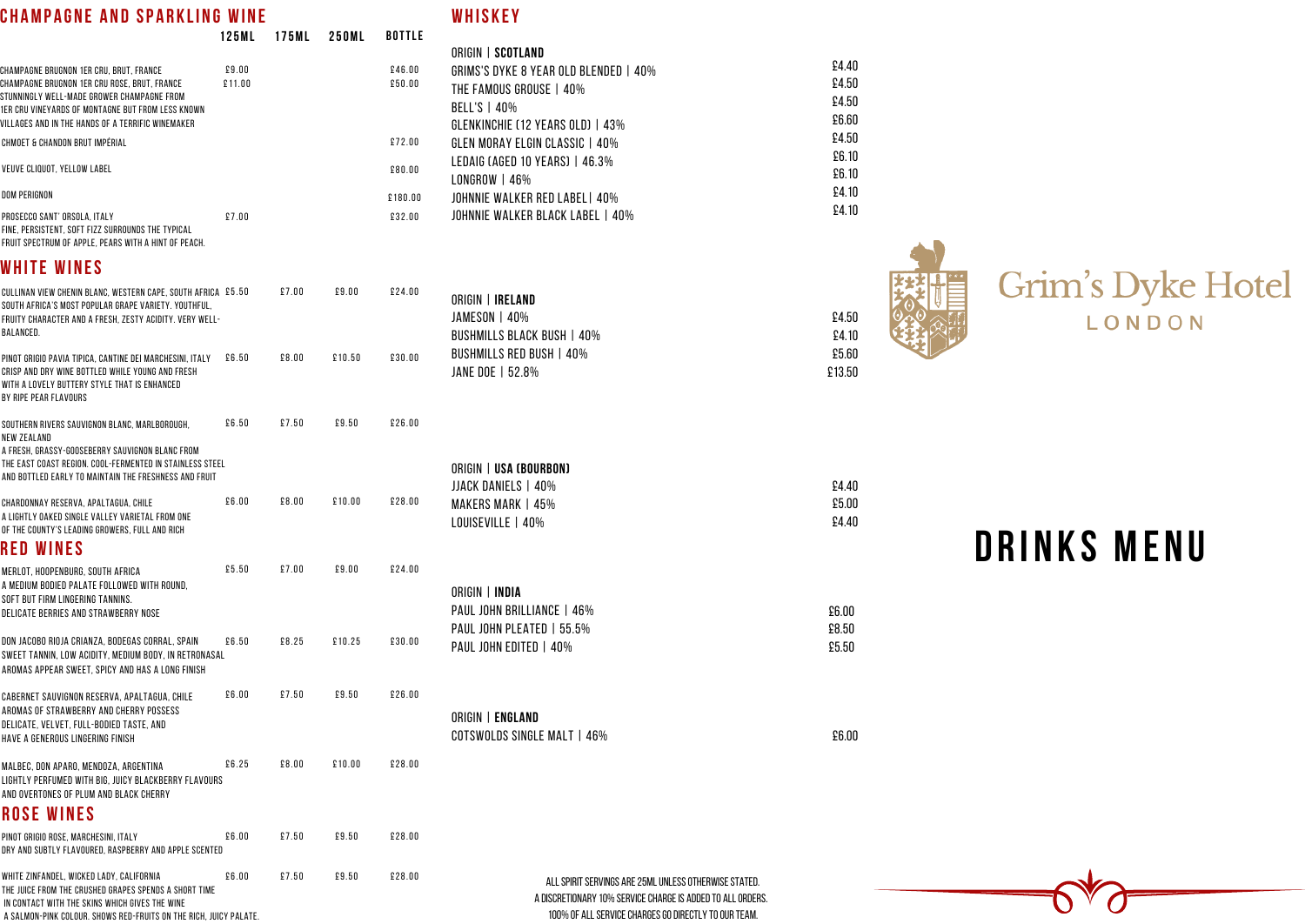## CHAMPAGNE AND SPARKLING WINE

| | 125ML | 175ML | 250ML | BOTTLE |
|---|---|---|---|---|
| CHAMPAGNE BRUGNON 1ER CRU, BRUT, FRANCE | £9.00 | | | £46.00 |
| CHAMPAGNE BRUGNON 1ER CRU ROSE, BRUT, FRANCE<br>STUNNINGLY WELL-MADE GROWER CHAMPAGNE FROM 1ER CRU VINEYARDS OF MONTAGNE BUT FROM LESS KNOWN VILLAGES AND IN THE HANDS OF A TERRIFIC WINEMAKER | £11.00 | | | £50.00 |
| CHMOET & CHANDON BRUT IMPÉRIAL | | | | £72.00 |
| VEUVE CLIQUOT, YELLOW LABEL | | | | £80.00 |
| DOM PERIGNON | | | | £180.00 |
| PROSECCO SANT' ORSOLA, ITALY<br>FINE, PERSISTENT, SOFT FIZZ SURROUNDS THE TYPICAL FRUIT SPECTRUM OF APPLE, PEARS WITH A HINT OF PEACH. | £7.00 | | | £32.00 |

## WHITE WINES

| | 125ML | 175ML | 250ML | BOTTLE |
|---|---|---|---|---|
| CULLINAN VIEW CHENIN BLANC, WESTERN CAPE, SOUTH AFRICA<br>SOUTH AFRICA'S MOST POPULAR GRAPE VARIETY. YOUTHFUL, FRUITY CHARACTER AND A FRESH, ZESTY ACIDITY. VERY WELL-BALANCED. | £5.50 | £7.00 | £9.00 | £24.00 |
| PINOT GRIGIO PAVIA TIPICA, CANTINE DEI MARCHESINI, ITALY<br>CRISP AND DRY WINE BOTTLED WHILE YOUNG AND FRESH WITH A LOVELY BUTTERY STYLE THAT IS ENHANCED BY RIPE PEAR FLAVOURS | £6.50 | £8.00 | £10.50 | £30.00 |
| SOUTHERN RIVERS SAUVIGNON BLANC, MARLBOROUGH, NEW ZEALAND<br>A FRESH, GRASSY-GOOSEBERRY SAUVIGNON BLANC FROM THE EAST COAST REGION. COOL-FERMENTED IN STAINLESS STEEL AND BOTTLED EARLY TO MAINTAIN THE FRESHNESS AND FRUIT | £6.50 | £7.50 | £9.50 | £26.00 |
| CHARDONNAY RESERVA, APALTAGUA, CHILE<br>A LIGHTLY OAKED SINGLE VALLEY VARIETAL FROM ONE OF THE COUNTY'S LEADING GROWERS, FULL AND RICH | £6.00 | £8.00 | £10.00 | £28.00 |

## RED WINES

| | 125ML | 175ML | 250ML | BOTTLE |
|---|---|---|---|---|
| MERLOT, HOOPENBURG, SOUTH AFRICA<br>A MEDIUM BODIED PALATE FOLLOWED WITH ROUND, SOFT BUT FIRM LINGERING TANNINS. DELICATE BERRIES AND STRAWBERRY NOSE | £5.50 | £7.00 | £9.00 | £24.00 |
| DON JACOBO RIOJA CRIANZA, BODEGAS CORRAL, SPAIN<br>SWEET TANNIN, LOW ACIDITY, MEDIUM BODY, IN RETRONASAL AROMAS APPEAR SWEET, SPICY AND HAS A LONG FINISH | £6.50 | £8.25 | £10.25 | £30.00 |
| CABERNET SAUVIGNON RESERVA, APALTAGUA, CHILE<br>AROMAS OF STRAWBERRY AND CHERRY POSSESS DELICATE, VELVET, FULL-BODIED TASTE, AND HAVE A GENEROUS LINGERING FINISH | £6.00 | £7.50 | £9.50 | £26.00 |
| MALBEC, DON APARO, MENDOZA, ARGENTINA<br>LIGHTLY PERFUMED WITH BIG, JUICY BLACKBERRY FLAVOURS AND OVERTONES OF PLUM AND BLACK CHERRY | £6.25 | £8.00 | £10.00 | £28.00 |

## ROSE WINES

| | 125ML | 175ML | 250ML | BOTTLE |
|---|---|---|---|---|
| PINOT GRIGIO ROSE, MARCHESINI, ITALY<br>DRY AND SUBTLY FLAVOURED, RASPBERRY AND APPLE SCENTED | £6.00 | £7.50 | £9.50 | £28.00 |
| WHITE ZINFANDEL, WICKED LADY, CALIFORNIA<br>THE JUICE FROM THE CRUSHED GRAPES SPENDS A SHORT TIME IN CONTACT WITH THE SKINS WHICH GIVES THE WINE A SALMON-PINK COLOUR. SHOWS RED-FRUITS ON THE RICH, JUICY PALATE. | £6.00 | £7.50 | £9.50 | £28.00 |

## WHISKEY

ORIGIN | **SCOTLAND**

| | |
|---|---|
| GRIMS'S DYKE 8 YEAR OLD BLENDED \| 40% | £4.40 |
| THE FAMOUS GROUSE \| 40% | £4.50 |
| BELL'S \| 40% | £4.50 |
| GLENKINCHIE (12 YEARS OLD) \| 43% | £6.60 |
| GLEN MORAY ELGIN CLASSIC \| 40% | £4.50 |
| LEDAIG (AGED 10 YEARS) \| 46.3% | £6.10 |
| LONGROW \| 46% | £6.10 |
| JOHNNIE WALKER RED LABEL\| 40% | £4.10 |
| JOHNNIE WALKER BLACK LABEL \| 40% | £4.10 |

ORIGIN | **IRELAND**

| | |
|---|---|
| JAMESON \| 40% | £4.50 |
| BUSHMILLS BLACK BUSH \| 40% | £4.10 |
| BUSHMILLS RED BUSH \| 40% | £5.60 |
| JANE DOE \| 52.8% | £13.50 |

ORIGIN | **USA (BOURBON)**

| | |
|---|---|
| JJACK DANIELS \| 40% | £4.40 |
| MAKERS MARK \| 45% | £5.00 |
| LOUISEVILLE \| 40% | £4.40 |

ORIGIN | **INDIA**

| | |
|---|---|
| PAUL JOHN BRILLIANCE \| 46% | £6.00 |
| PAUL JOHN PLEATED \| 55.5% | £8.50 |
| PAUL JOHN EDITED \| 40% | £5.50 |

ORIGIN | **ENGLAND**

| | |
|---|---|
| COTSWOLDS SINGLE MALT \| 46% | £6.00 |

ALL SPIRIT SERVINGS ARE 25ML UNLESS OTHERWISE STATED.
A DISCRETIONARY 10% SERVICE CHARGE IS ADDED TO ALL ORDERS.
100% OF ALL SERVICE CHARGES GO DIRECTLY TO OUR TEAM.

Grim's Dyke Hotel
LONDON

# DRINKS MENU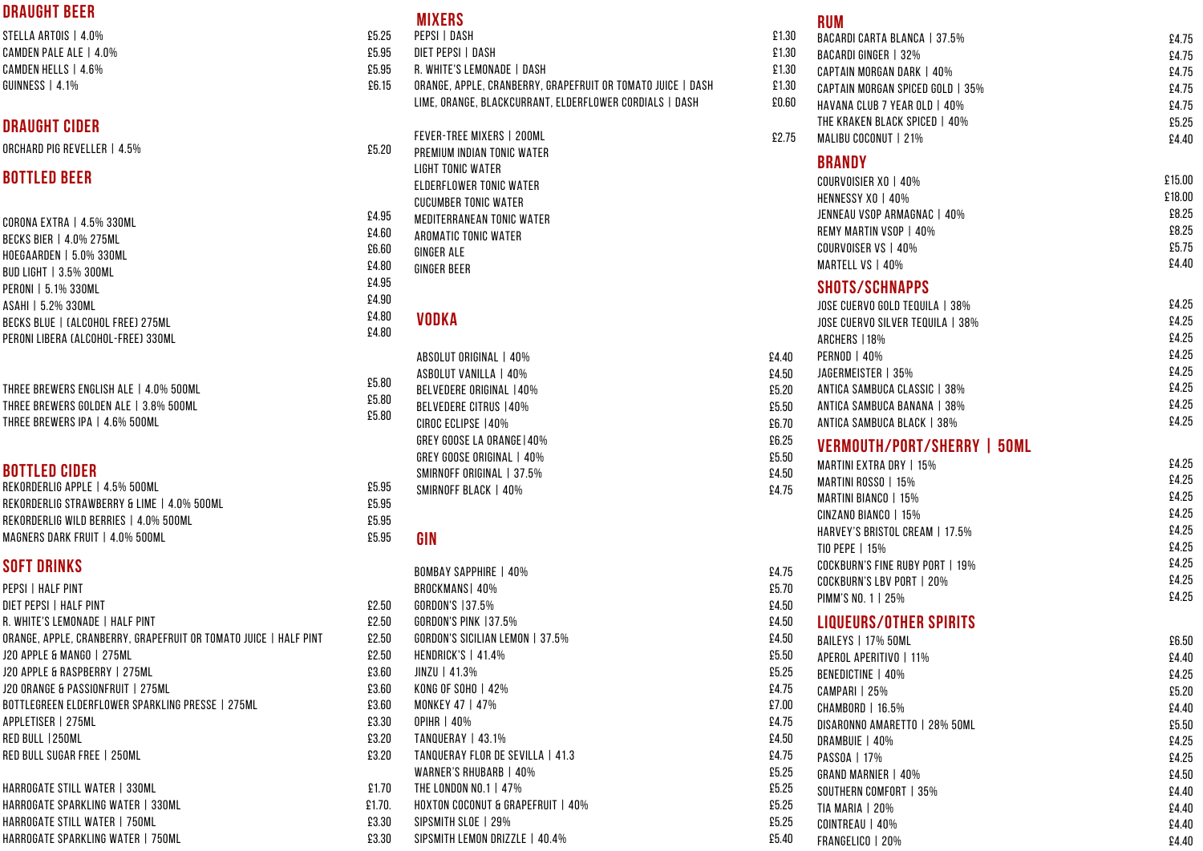## DRAUGHT BEER

| | |
|---|---|
| STELLA ARTOIS \| 4.0% | £5.25 |
| CAMDEN PALE ALE \| 4.0% | £5.95 |
| CAMDEN HELLS \| 4.6% | £5.95 |
| GUINNESS \| 4.1% | £6.15 |

## DRAUGHT CIDER

| | |
|---|---|
| ORCHARD PIG REVELLER \| 4.5% | £5.20 |

## BOTTLED BEER

| | |
|---|---|
| CORONA EXTRA \| 4.5% 330ML | £4.95 |
| BECKS BIER \| 4.0% 275ML | £4.60 |
| HOEGAARDEN \| 5.0% 330ML | £6.60 |
| BUD LIGHT \| 3.5% 300ML | £4.80 |
| PERONI \| 5.1% 330ML | £4.95 |
| ASAHI \| 5.2% 330ML | £4.90 |
| BECKS BLUE \| (ALCOHOL FREE) 275ML | £4.80 |
| PERONI LIBERA (ALCOHOL-FREE) 330ML | £4.80 |
| THREE BREWERS ENGLISH ALE \| 4.0% 500ML | £5.80 |
| THREE BREWERS GOLDEN ALE \| 3.8% 500ML | £5.80 |
| THREE BREWERS IPA \| 4.6% 500ML | £5.80 |

## BOTTLED CIDER

| | |
|---|---|
| REKORDERLIG APPLE \| 4.5% 500ML | £5.95 |
| REKORDERLIG STRAWBERRY & LIME \| 4.0% 500ML | £5.95 |
| REKORDERLIG WILD BERRIES \| 4.0% 500ML | £5.95 |
| MAGNERS DARK FRUIT \| 4.0% 500ML | £5.95 |

## SOFT DRINKS

| | |
|---|---|
| PEPSI \| HALF PINT | |
| DIET PEPSI \| HALF PINT | £2.50 |
| R. WHITE'S LEMONADE \| HALF PINT | £2.50 |
| ORANGE, APPLE, CRANBERRY, GRAPEFRUIT OR TOMATO JUICE \| HALF PINT | £2.50 |
| J2O APPLE & MANGO \| 275ML | £2.50 |
| J2O APPLE & RASPBERRY \| 275ML | £3.60 |
| J2O ORANGE & PASSIONFRUIT \| 275ML | £3.60 |
| BOTTLEGREEN ELDERFLOWER SPARKLING PRESSE \| 275ML | £3.60 |
| APPLETISER \| 275ML | £3.30 |
| RED BULL \|250ML | £3.20 |
| RED BULL SUGAR FREE \| 250ML | £3.20 |
| HARROGATE STILL WATER \| 330ML | £1.70 |
| HARROGATE SPARKLING WATER \| 330ML | £1.70. |
| HARROGATE STILL WATER \| 750ML | £3.30 |
| HARROGATE SPARKLING WATER \| 750ML | £3.30 |

## MIXERS

| | |
|---|---|
| PEPSI \| DASH | £1.30 |
| DIET PEPSI \| DASH | £1.30 |
| R. WHITE'S LEMONADE \| DASH | £1.30 |
| ORANGE, APPLE, CRANBERRY, GRAPEFRUIT OR TOMATO JUICE \| DASH | £1.30 |
| LIME, ORANGE, BLACKCURRANT, ELDERFLOWER CORDIALS \| DASH | £0.60 |
| FEVER-TREE MIXERS \| 200ML | £2.75 |

PREMIUM INDIAN TONIC WATER
LIGHT TONIC WATER
ELDERFLOWER TONIC WATER
CUCUMBER TONIC WATER
MEDITERRANEAN TONIC WATER
AROMATIC TONIC WATER
GINGER ALE
GINGER BEER

## VODKA

| | |
|---|---|
| ABSOLUT ORIGINAL \| 40% | £4.40 |
| ASBOLUT VANILLA \| 40% | £4.50 |
| BELVEDERE ORIGINAL \|40% | £5.20 |
| BELVEDERE CITRUS \|40% | £5.50 |
| CIROC ECLIPSE \|40% | £6.70 |
| GREY GOOSE LA ORANGE\|40% | £6.25 |
| GREY GOOSE ORIGINAL \| 40% | £5.50 |
| SMIRNOFF ORIGINAL \| 37.5% | £4.50 |
| SMIRNOFF BLACK \| 40% | £4.75 |

## GIN

| | |
|---|---|
| BOMBAY SAPPHIRE \| 40% | £4.75 |
| BROCKMANS\| 40% | £5.70 |
| GORDON'S \|37.5% | £4.50 |
| GORDON'S PINK \|37.5% | £4.50 |
| GORDON'S SICILIAN LEMON \| 37.5% | £4.50 |
| HENDRICK'S \| 41.4% | £5.50 |
| JINZU \| 41.3% | £5.25 |
| KONG OF SOHO \| 42% | £4.75 |
| MONKEY 47 \| 47% | £7.00 |
| OPIHR \| 40% | £4.75 |
| TANQUERAY \| 43.1% | £4.50 |
| TANQUERAY FLOR DE SEVILLA \| 41.3 | £4.75 |
| WARNER'S RHUBARB \| 40% | £5.25 |
| THE LONDON NO.1 \| 47% | £5.25 |
| HOXTON COCONUT & GRAPEFRUIT \| 40% | £5.25 |
| SIPSMITH SLOE \| 29% | £5.25 |
| SIPSMITH LEMON DRIZZLE \| 40.4% | £5.40 |

## RUM

| | |
|---|---|
| BACARDI CARTA BLANCA \| 37.5% | £4.75 |
| BACARDI GINGER \| 32% | £4.75 |
| CAPTAIN MORGAN DARK \| 40% | £4.75 |
| CAPTAIN MORGAN SPICED GOLD \| 35% | £4.75 |
| HAVANA CLUB 7 YEAR OLD \| 40% | £4.75 |
| THE KRAKEN BLACK SPICED \| 40% | £5.25 |
| MALIBU COCONUT \| 21% | £4.40 |

## BRANDY

| | |
|---|---|
| COURVOISIER XO \| 40% | £15.00 |
| HENNESSY XO \| 40% | £18.00 |
| JENNEAU VSOP ARMAGNAC \| 40% | £8.25 |
| REMY MARTIN VSOP \| 40% | £8.25 |
| COURVOISER VS \| 40% | £5.75 |
| MARTELL VS \| 40% | £4.40 |

## SHOTS/SCHNAPPS

| | |
|---|---|
| JOSE CUERVO GOLD TEQUILA \| 38% | £4.25 |
| JOSE CUERVO SILVER TEQUILA \| 38% | £4.25 |
| ARCHERS \|18% | £4.25 |
| PERNOD \| 40% | £4.25 |
| JAGERMEISTER \| 35% | £4.25 |
| ANTICA SAMBUCA CLASSIC \| 38% | £4.25 |
| ANTICA SAMBUCA BANANA \| 38% | £4.25 |
| ANTICA SAMBUCA BLACK \| 38% | £4.25 |

## VERMOUTH/PORT/SHERRY | 50ML

| | |
|---|---|
| MARTINI EXTRA DRY \| 15% | £4.25 |
| MARTINI ROSSO \| 15% | £4.25 |
| MARTINI BIANCO \| 15% | £4.25 |
| CINZANO BIANCO \| 15% | £4.25 |
| HARVEY'S BRISTOL CREAM \| 17.5% | £4.25 |
| TIO PEPE \| 15% | £4.25 |
| COCKBURN'S FINE RUBY PORT \| 19% | £4.25 |
| COCKBURN'S LBV PORT \| 20% | £4.25 |
| PIMM'S NO. 1 \| 25% | £4.25 |

## LIQUEURS/OTHER SPIRITS

| | |
|---|---|
| BAILEYS \| 17% 50ML | £6.50 |
| APEROL APERITIVO \| 11% | £4.40 |
| BENEDICTINE \| 40% | £4.25 |
| CAMPARI \| 25% | £5.20 |
| CHAMBORD \| 16.5% | £4.40 |
| DISARONNO AMARETTO \| 28% 50ML | £5.50 |
| DRAMBUIE \| 40% | £4.25 |
| PASSOA \| 17% | £4.25 |
| GRAND MARNIER \| 40% | £4.50 |
| SOUTHERN COMFORT \| 35% | £4.40 |
| TIA MARIA \| 20% | £4.40 |
| COINTREAU \| 40% | £4.40 |
| FRANGELICO \| 20% | £4.40 |